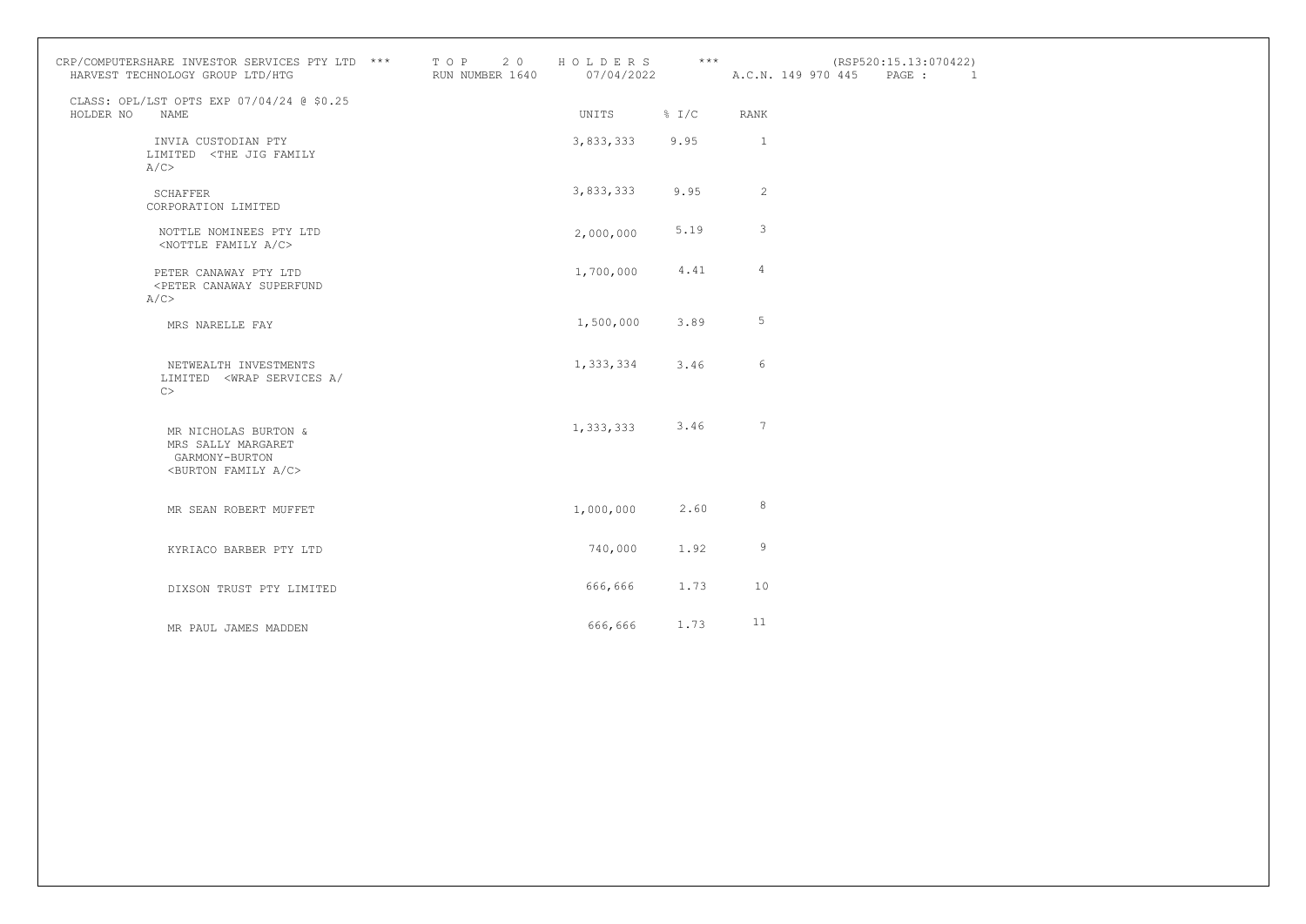CRP/COMPUTERSHARE INVESTOR SERVICES PTY LTD *** T O P 2 0 H O L D E R S *** (RSP520:15.13:070422)
HARVEST TECHNOLOGY GROUP LTD/HTG RUN NUMBER 1640 07/04/2022 A.C.N. 149 970 445 PAGE : 1

CLASS: OPL/LST OPTS EXP 07/04/24 @ $0.25

| HOLDER NO | NAME | UNITS | % I/C | RANK |
|---|---|---|---|---|
| | INVIA CUSTODIAN PTY LIMITED <THE JIG FAMILY A/C> | 3,833,333 | 9.95 | 1 |
| | SCHAFFER CORPORATION LIMITED | 3,833,333 | 9.95 | 2 |
| | NOTTLE NOMINEES PTY LTD <NOTTLE FAMILY A/C> | 2,000,000 | 5.19 | 3 |
| | PETER CANAWAY PTY LTD <PETER CANAWAY SUPERFUND A/C> | 1,700,000 | 4.41 | 4 |
| | MRS NARELLE FAY | 1,500,000 | 3.89 | 5 |
| | NETWEALTH INVESTMENTS LIMITED <WRAP SERVICES A/C> | 1,333,334 | 3.46 | 6 |
| | MR NICHOLAS BURTON & MRS SALLY MARGARET GARMONY-BURTON <BURTON FAMILY A/C> | 1,333,333 | 3.46 | 7 |
| | MR SEAN ROBERT MUFFET | 1,000,000 | 2.60 | 8 |
| | KYRIACO BARBER PTY LTD | 740,000 | 1.92 | 9 |
| | DIXSON TRUST PTY LIMITED | 666,666 | 1.73 | 10 |
| | MR PAUL JAMES MADDEN | 666,666 | 1.73 | 11 |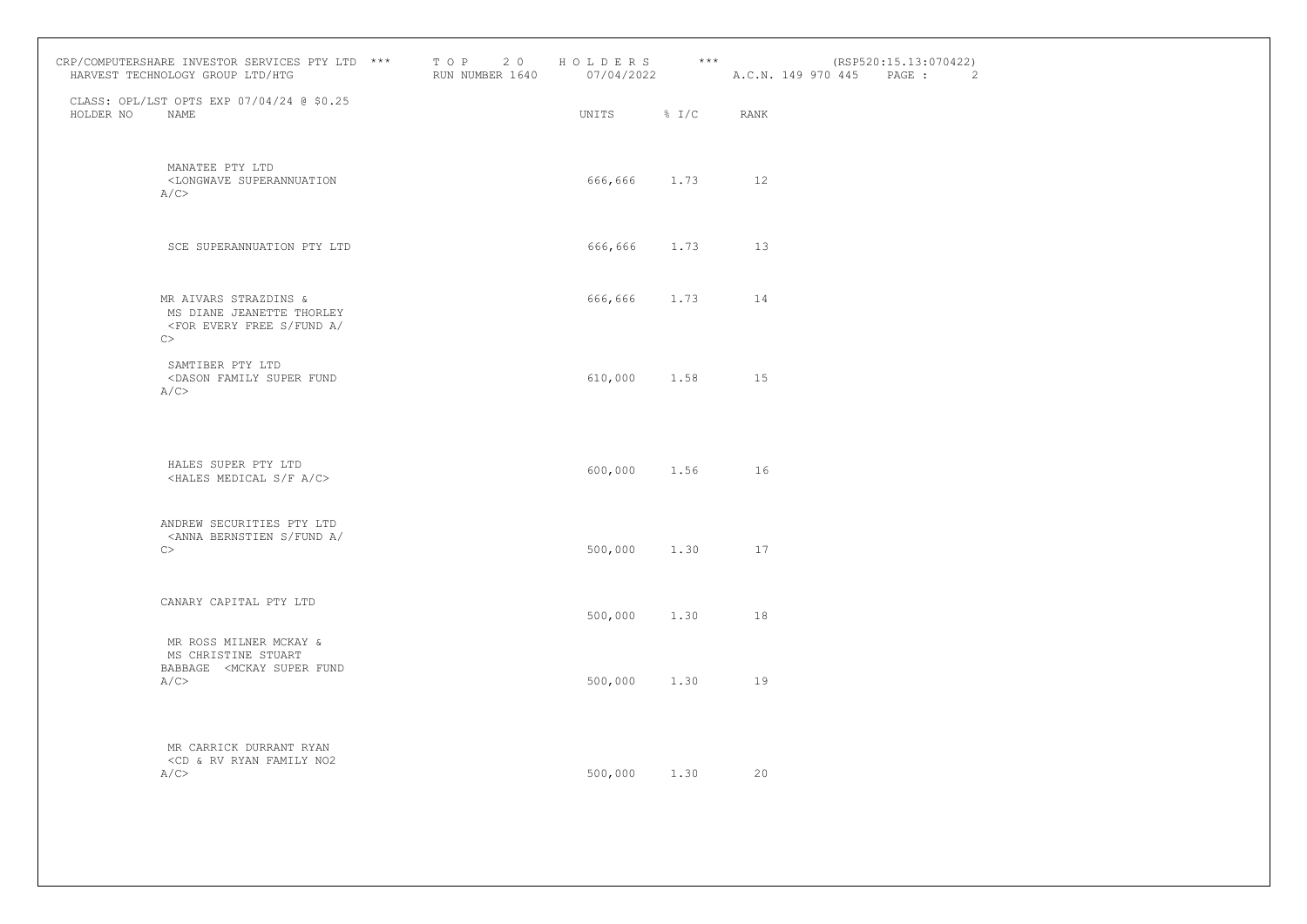CRP/COMPUTERSHARE INVESTOR SERVICES PTY LTD *** T O P 2 0 H O L D E R S *** (RSP520:15.13:070422)
HARVEST TECHNOLOGY GROUP LTD/HTG RUN NUMBER 1640 07/04/2022 A.C.N. 149 970 445 PAGE : 2

CLASS: OPL/LST OPTS EXP 07/04/24 @ $0.25

| HOLDER NO | NAME | UNITS | % I/C | RANK |
|---|---|---|---|---|
| | MANATEE PTY LTD <LONGWAVE SUPERANNUATION A/C> | 666,666 | 1.73 | 12 |
| | SCE SUPERANNUATION PTY LTD | 666,666 | 1.73 | 13 |
| | MR AIVARS STRAZDINS & MS DIANE JEANETTE THORLEY <FOR EVERY FREE S/FUND A/C> | 666,666 | 1.73 | 14 |
| | SAMTIBER PTY LTD <DASON FAMILY SUPER FUND A/C> | 610,000 | 1.58 | 15 |
| | HALES SUPER PTY LTD <HALES MEDICAL S/F A/C> | 600,000 | 1.56 | 16 |
| | ANDREW SECURITIES PTY LTD <ANNA BERNSTIEN S/FUND A/C> | 500,000 | 1.30 | 17 |
| | CANARY CAPITAL PTY LTD | 500,000 | 1.30 | 18 |
| | MR ROSS MILNER MCKAY & MS CHRISTINE STUART BABBAGE <MCKAY SUPER FUND A/C> | 500,000 | 1.30 | 19 |
| | MR CARRICK DURRANT RYAN <CD & RV RYAN FAMILY NO2 A/C> | 500,000 | 1.30 | 20 |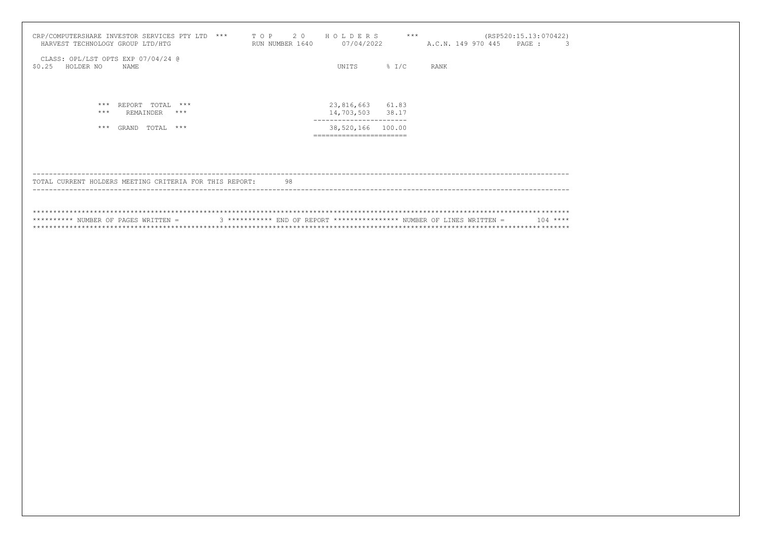CRP/COMPUTERSHARE INVESTOR SERVICES PTY LTD *** T O P 2 0 H O L D E R S *** (RSP520:15.13:070422)
HARVEST TECHNOLOGY GROUP LTD/HTG RUN NUMBER 1640 07/04/2022 A.C.N. 149 970 445

CLASS: OPL/LST OPTS EXP 07/04/24 @ $0.25

| HOLDER NO | NAME | UNITS | % I/C | RANK |
|---|---|---|---|---|
| | *** REPORT TOTAL *** | 23,816,663 | 61.83 | |
| | *** REMAINDER *** | 14,703,503 | 38.17 | |
| | *** GRAND TOTAL *** | 38,520,166 | 100.00 | |

TOTAL CURRENT HOLDERS MEETING CRITERIA FOR THIS REPORT: 98

********** NUMBER OF PAGES WRITTEN = 3 *********** END OF REPORT **************** NUMBER OF LINES WRITTEN = 104 ****